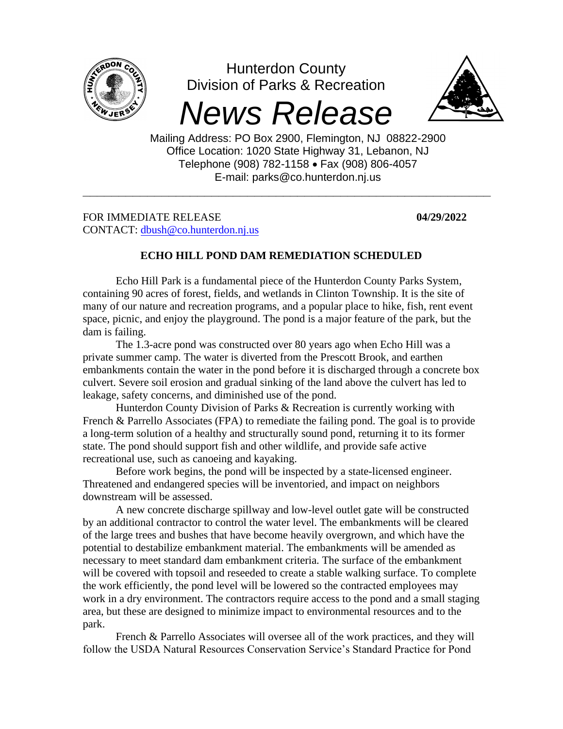Hunterdon County
Division of Parks & Recreation

# *News Release*

Mailing Address: PO Box 2900, Flemington, NJ 08822-2900
Office Location: 1020 State Highway 31, Lebanon, NJ
Telephone (908) 782-1158 • Fax (908) 806-4057
E-mail: parks@co.hunterdon.nj.us

---

FOR IMMEDIATE RELEASE **04/29/2022**
CONTACT: dbush@co.hunterdon.nj.us

## ECHO HILL POND DAM REMEDIATION SCHEDULED

Echo Hill Park is a fundamental piece of the Hunterdon County Parks System, containing 90 acres of forest, fields, and wetlands in Clinton Township. It is the site of many of our nature and recreation programs, and a popular place to hike, fish, rent event space, picnic, and enjoy the playground. The pond is a major feature of the park, but the dam is failing.

The 1.3-acre pond was constructed over 80 years ago when Echo Hill was a private summer camp. The water is diverted from the Prescott Brook, and earthen embankments contain the water in the pond before it is discharged through a concrete box culvert. Severe soil erosion and gradual sinking of the land above the culvert has led to leakage, safety concerns, and diminished use of the pond.

Hunterdon County Division of Parks & Recreation is currently working with French & Parrello Associates (FPA) to remediate the failing pond. The goal is to provide a long-term solution of a healthy and structurally sound pond, returning it to its former state. The pond should support fish and other wildlife, and provide safe active recreational use, such as canoeing and kayaking.

Before work begins, the pond will be inspected by a state-licensed engineer. Threatened and endangered species will be inventoried, and impact on neighbors downstream will be assessed.

A new concrete discharge spillway and low-level outlet gate will be constructed by an additional contractor to control the water level. The embankments will be cleared of the large trees and bushes that have become heavily overgrown, and which have the potential to destabilize embankment material. The embankments will be amended as necessary to meet standard dam embankment criteria. The surface of the embankment will be covered with topsoil and reseeded to create a stable walking surface. To complete the work efficiently, the pond level will be lowered so the contracted employees may work in a dry environment. The contractors require access to the pond and a small staging area, but these are designed to minimize impact to environmental resources and to the park.

French & Parrello Associates will oversee all of the work practices, and they will follow the USDA Natural Resources Conservation Service's Standard Practice for Pond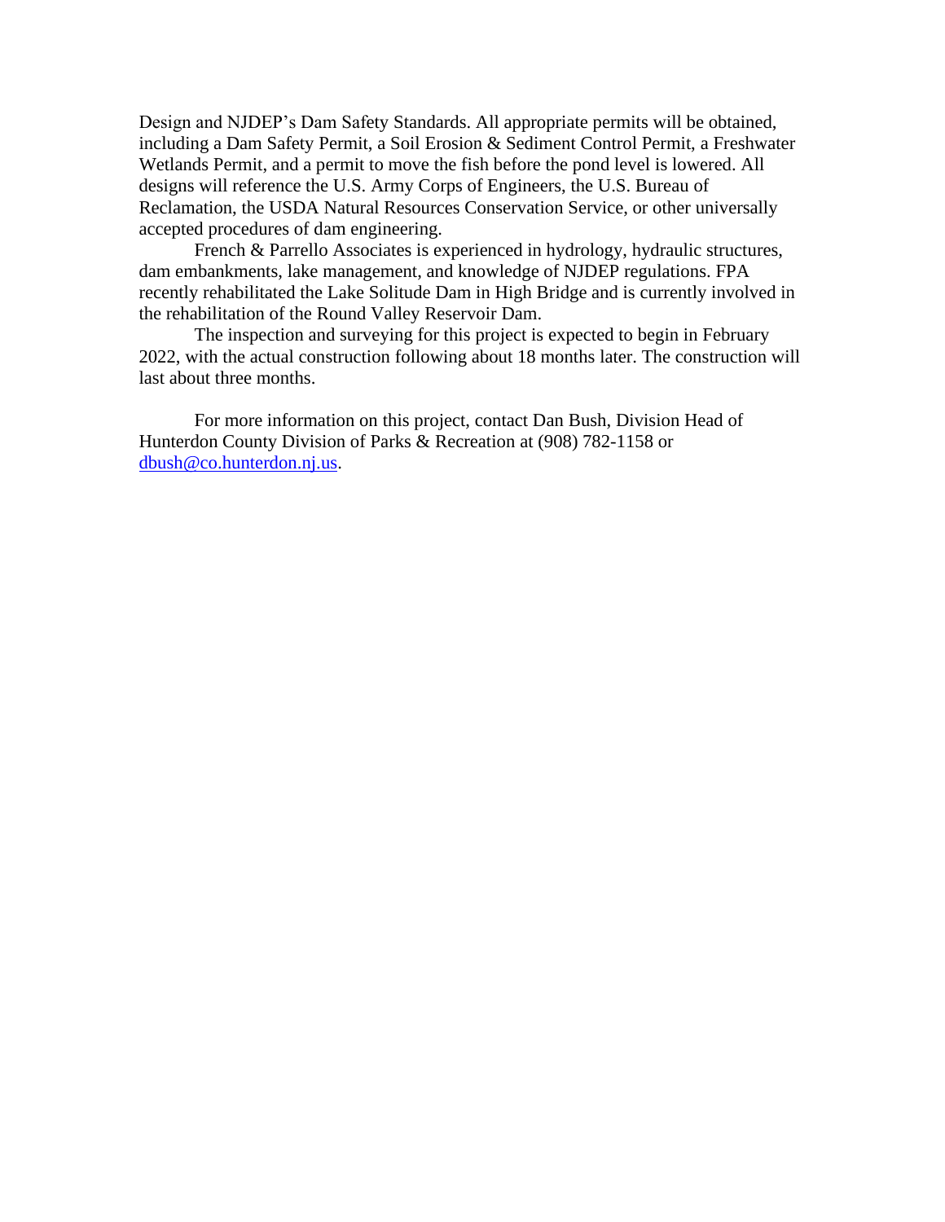Design and NJDEP's Dam Safety Standards. All appropriate permits will be obtained, including a Dam Safety Permit, a Soil Erosion & Sediment Control Permit, a Freshwater Wetlands Permit, and a permit to move the fish before the pond level is lowered. All designs will reference the U.S. Army Corps of Engineers, the U.S. Bureau of Reclamation, the USDA Natural Resources Conservation Service, or other universally accepted procedures of dam engineering.

French & Parrello Associates is experienced in hydrology, hydraulic structures, dam embankments, lake management, and knowledge of NJDEP regulations. FPA recently rehabilitated the Lake Solitude Dam in High Bridge and is currently involved in the rehabilitation of the Round Valley Reservoir Dam.

The inspection and surveying for this project is expected to begin in February 2022, with the actual construction following about 18 months later. The construction will last about three months.

For more information on this project, contact Dan Bush, Division Head of Hunterdon County Division of Parks & Recreation at (908) 782-1158 or [dbush@co.hunterdon.nj.us](mailto:dbush@co.hunterdon.nj.us).